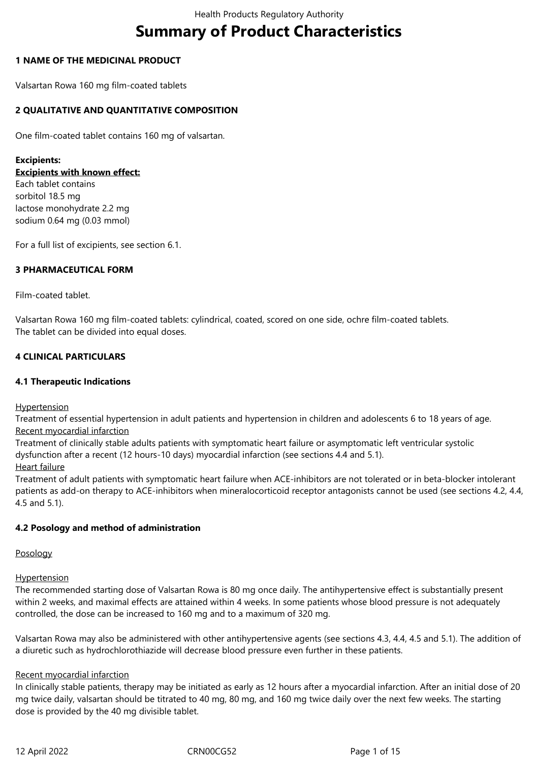# Summary of Product Characteristics

## 1 NAME OF THE MEDICINAL PRODUCT

Valsartan Rowa 160 mg film-coated tablets

## 2 QUALITATIVE AND QUANTITATIVE COMPOSITION

One film-coated tablet contains 160 mg of valsartan.

**Excipients:**
**Excipients with known effect:**
Each tablet contains
sorbitol 18.5 mg
lactose monohydrate 2.2 mg
sodium 0.64 mg (0.03 mmol)

For a full list of excipients, see section 6.1.

## 3 PHARMACEUTICAL FORM

Film-coated tablet.

Valsartan Rowa 160 mg film-coated tablets: cylindrical, coated, scored on one side, ochre film-coated tablets.
The tablet can be divided into equal doses.

## 4 CLINICAL PARTICULARS

### 4.1 Therapeutic Indications

Hypertension
Treatment of essential hypertension in adult patients and hypertension in children and adolescents 6 to 18 years of age.
Recent myocardial infarction
Treatment of clinically stable adults patients with symptomatic heart failure or asymptomatic left ventricular systolic dysfunction after a recent (12 hours-10 days) myocardial infarction (see sections 4.4 and 5.1).
Heart failure
Treatment of adult patients with symptomatic heart failure when ACE-inhibitors are not tolerated or in beta-blocker intolerant patients as add-on therapy to ACE-inhibitors when mineralocorticoid receptor antagonists cannot be used (see sections 4.2, 4.4, 4.5 and 5.1).

### 4.2 Posology and method of administration

Posology

Hypertension
The recommended starting dose of Valsartan Rowa is 80 mg once daily. The antihypertensive effect is substantially present within 2 weeks, and maximal effects are attained within 4 weeks. In some patients whose blood pressure is not adequately controlled, the dose can be increased to 160 mg and to a maximum of 320 mg.

Valsartan Rowa may also be administered with other antihypertensive agents (see sections 4.3, 4.4, 4.5 and 5.1). The addition of a diuretic such as hydrochlorothiazide will decrease blood pressure even further in these patients.

Recent myocardial infarction
In clinically stable patients, therapy may be initiated as early as 12 hours after a myocardial infarction. After an initial dose of 20 mg twice daily, valsartan should be titrated to 40 mg, 80 mg, and 160 mg twice daily over the next few weeks. The starting dose is provided by the 40 mg divisible tablet.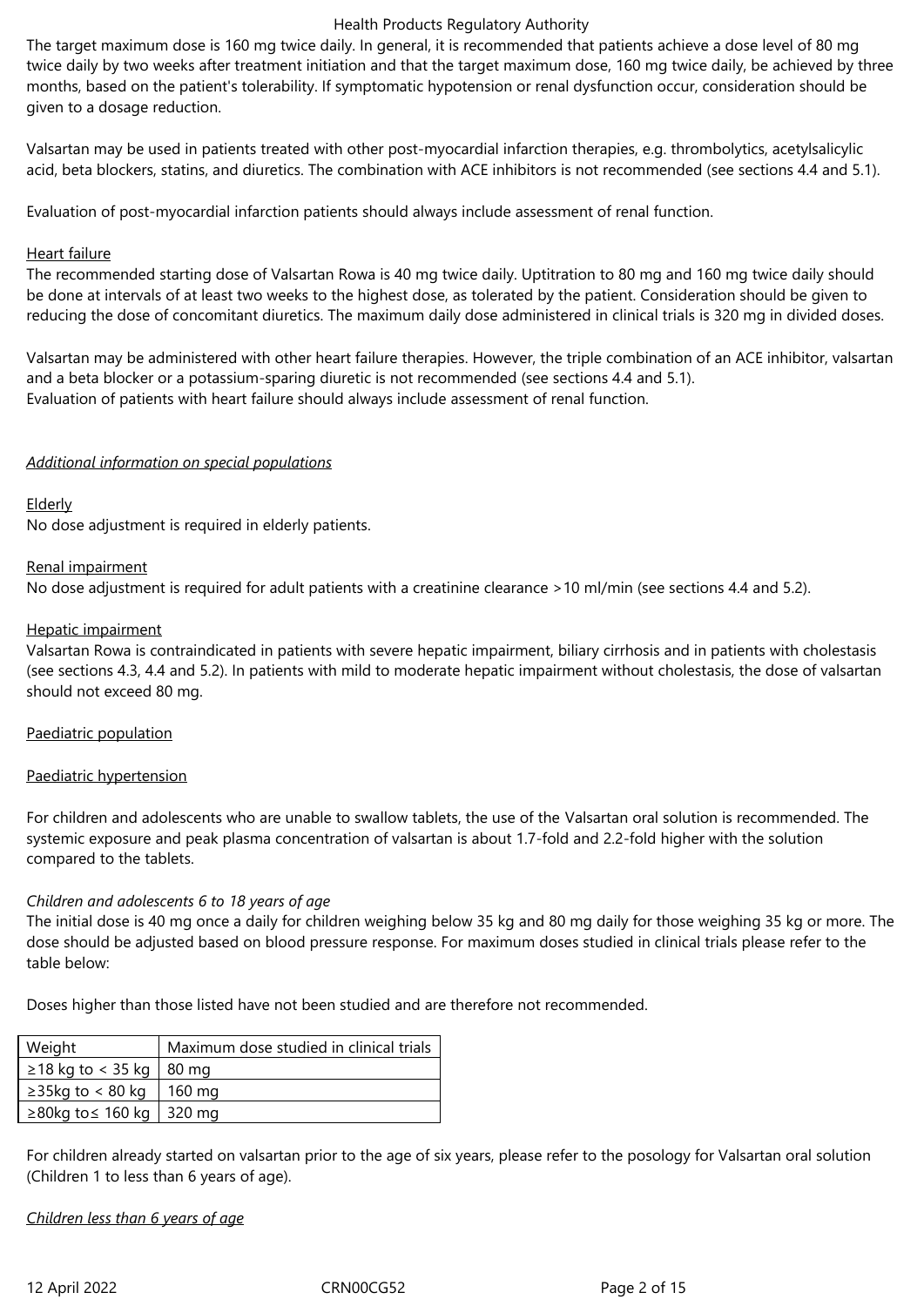The target maximum dose is 160 mg twice daily. In general, it is recommended that patients achieve a dose level of 80 mg twice daily by two weeks after treatment initiation and that the target maximum dose, 160 mg twice daily, be achieved by three months, based on the patient's tolerability. If symptomatic hypotension or renal dysfunction occur, consideration should be given to a dosage reduction.

Valsartan may be used in patients treated with other post-myocardial infarction therapies, e.g. thrombolytics, acetylsalicylic acid, beta blockers, statins, and diuretics. The combination with ACE inhibitors is not recommended (see sections 4.4 and 5.1).

Evaluation of post-myocardial infarction patients should always include assessment of renal function.

Heart failure

The recommended starting dose of Valsartan Rowa is 40 mg twice daily. Uptitration to 80 mg and 160 mg twice daily should be done at intervals of at least two weeks to the highest dose, as tolerated by the patient. Consideration should be given to reducing the dose of concomitant diuretics. The maximum daily dose administered in clinical trials is 320 mg in divided doses.

Valsartan may be administered with other heart failure therapies. However, the triple combination of an ACE inhibitor, valsartan and a beta blocker or a potassium-sparing diuretic is not recommended (see sections 4.4 and 5.1).
Evaluation of patients with heart failure should always include assessment of renal function.

*Additional information on special populations*

Elderly

No dose adjustment is required in elderly patients.

Renal impairment

No dose adjustment is required for adult patients with a creatinine clearance >10 ml/min (see sections 4.4 and 5.2).

Hepatic impairment

Valsartan Rowa is contraindicated in patients with severe hepatic impairment, biliary cirrhosis and in patients with cholestasis (see sections 4.3, 4.4 and 5.2). In patients with mild to moderate hepatic impairment without cholestasis, the dose of valsartan should not exceed 80 mg.

Paediatric population

Paediatric hypertension

For children and adolescents who are unable to swallow tablets, the use of the Valsartan oral solution is recommended. The systemic exposure and peak plasma concentration of valsartan is about 1.7-fold and 2.2-fold higher with the solution compared to the tablets.

*Children and adolescents 6 to 18 years of age*

The initial dose is 40 mg once a daily for children weighing below 35 kg and 80 mg daily for those weighing 35 kg or more. The dose should be adjusted based on blood pressure response. For maximum doses studied in clinical trials please refer to the table below:

Doses higher than those listed have not been studied and are therefore not recommended.

| Weight | Maximum dose studied in clinical trials |
|---|---|
| ≥18 kg to < 35 kg | 80 mg |
| ≥35kg to < 80 kg | 160 mg |
| ≥80kg to≤ 160 kg | 320 mg |

For children already started on valsartan prior to the age of six years, please refer to the posology for Valsartan oral solution (Children 1 to less than 6 years of age).

*Children less than 6 years of age*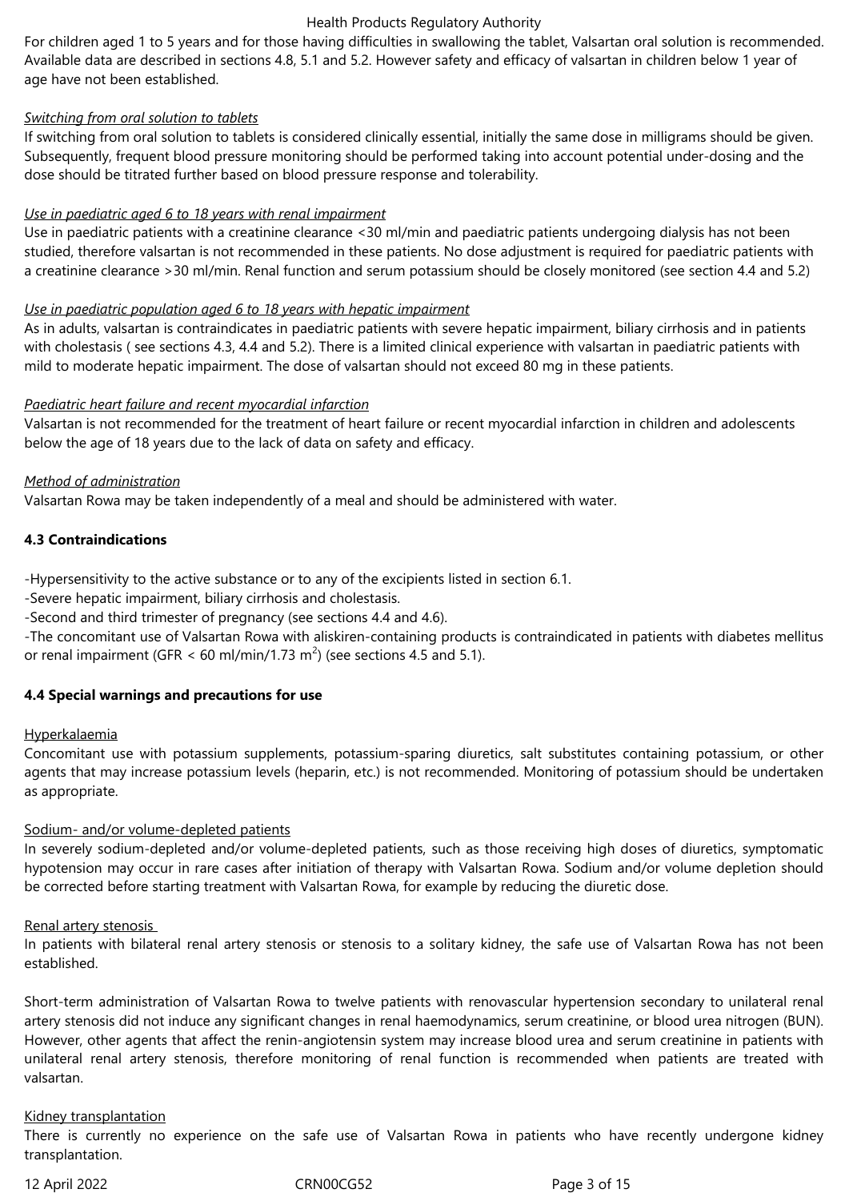For children aged 1 to 5 years and for those having difficulties in swallowing the tablet, Valsartan oral solution is recommended. Available data are described in sections 4.8, 5.1 and 5.2. However safety and efficacy of valsartan in children below 1 year of age have not been established.

*Switching from oral solution to tablets*

If switching from oral solution to tablets is considered clinically essential, initially the same dose in milligrams should be given. Subsequently, frequent blood pressure monitoring should be performed taking into account potential under-dosing and the dose should be titrated further based on blood pressure response and tolerability.

*Use in paediatric aged 6 to 18 years with renal impairment*

Use in paediatric patients with a creatinine clearance <30 ml/min and paediatric patients undergoing dialysis has not been studied, therefore valsartan is not recommended in these patients. No dose adjustment is required for paediatric patients with a creatinine clearance >30 ml/min. Renal function and serum potassium should be closely monitored (see section 4.4 and 5.2)

*Use in paediatric population aged 6 to 18 years with hepatic impairment*

As in adults, valsartan is contraindicates in paediatric patients with severe hepatic impairment, biliary cirrhosis and in patients with cholestasis ( see sections 4.3, 4.4 and 5.2). There is a limited clinical experience with valsartan in paediatric patients with mild to moderate hepatic impairment. The dose of valsartan should not exceed 80 mg in these patients.

*Paediatric heart failure and recent myocardial infarction*

Valsartan is not recommended for the treatment of heart failure or recent myocardial infarction in children and adolescents below the age of 18 years due to the lack of data on safety and efficacy.

*Method of administration*

Valsartan Rowa may be taken independently of a meal and should be administered with water.

**4.3 Contraindications**

-Hypersensitivity to the active substance or to any of the excipients listed in section 6.1.
-Severe hepatic impairment, biliary cirrhosis and cholestasis.
-Second and third trimester of pregnancy (see sections 4.4 and 4.6).
-The concomitant use of Valsartan Rowa with aliskiren-containing products is contraindicated in patients with diabetes mellitus or renal impairment (GFR < 60 ml/min/1.73 $m^2$) (see sections 4.5 and 5.1).

**4.4 Special warnings and precautions for use**

Hyperkalaemia

Concomitant use with potassium supplements, potassium-sparing diuretics, salt substitutes containing potassium, or other agents that may increase potassium levels (heparin, etc.) is not recommended. Monitoring of potassium should be undertaken as appropriate.

Sodium- and/or volume-depleted patients

In severely sodium-depleted and/or volume-depleted patients, such as those receiving high doses of diuretics, symptomatic hypotension may occur in rare cases after initiation of therapy with Valsartan Rowa. Sodium and/or volume depletion should be corrected before starting treatment with Valsartan Rowa, for example by reducing the diuretic dose.

Renal artery stenosis

In patients with bilateral renal artery stenosis or stenosis to a solitary kidney, the safe use of Valsartan Rowa has not been established.

Short-term administration of Valsartan Rowa to twelve patients with renovascular hypertension secondary to unilateral renal artery stenosis did not induce any significant changes in renal haemodynamics, serum creatinine, or blood urea nitrogen (BUN). However, other agents that affect the renin-angiotensin system may increase blood urea and serum creatinine in patients with unilateral renal artery stenosis, therefore monitoring of renal function is recommended when patients are treated with valsartan.

Kidney transplantation

There is currently no experience on the safe use of Valsartan Rowa in patients who have recently undergone kidney transplantation.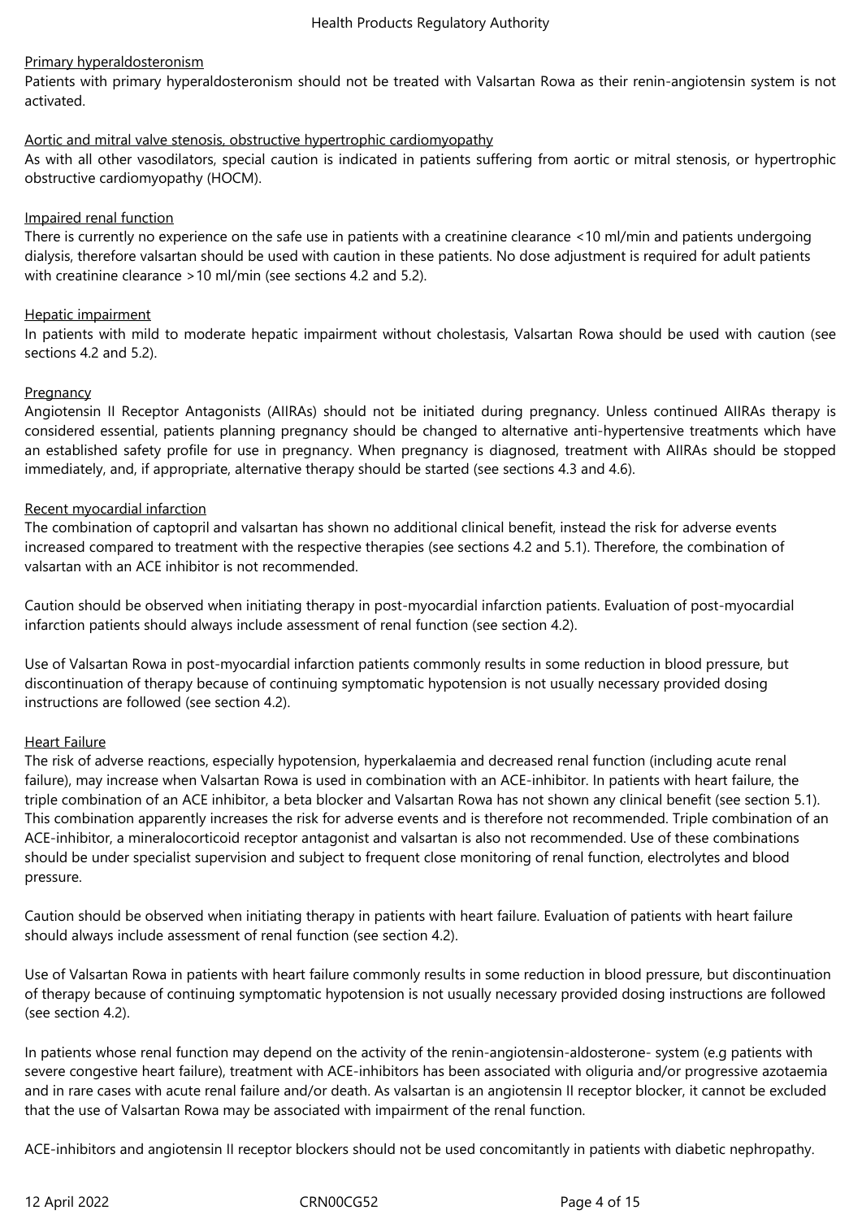Primary hyperaldosteronism

Patients with primary hyperaldosteronism should not be treated with Valsartan Rowa as their renin-angiotensin system is not activated.

Aortic and mitral valve stenosis, obstructive hypertrophic cardiomyopathy

As with all other vasodilators, special caution is indicated in patients suffering from aortic or mitral stenosis, or hypertrophic obstructive cardiomyopathy (HOCM).

Impaired renal function

There is currently no experience on the safe use in patients with a creatinine clearance <10 ml/min and patients undergoing dialysis, therefore valsartan should be used with caution in these patients. No dose adjustment is required for adult patients with creatinine clearance >10 ml/min (see sections 4.2 and 5.2).

Hepatic impairment

In patients with mild to moderate hepatic impairment without cholestasis, Valsartan Rowa should be used with caution (see sections 4.2 and 5.2).

Pregnancy

Angiotensin II Receptor Antagonists (AIIRAs) should not be initiated during pregnancy. Unless continued AIIRAs therapy is considered essential, patients planning pregnancy should be changed to alternative anti-hypertensive treatments which have an established safety profile for use in pregnancy. When pregnancy is diagnosed, treatment with AIIRAs should be stopped immediately, and, if appropriate, alternative therapy should be started (see sections 4.3 and 4.6).

Recent myocardial infarction

The combination of captopril and valsartan has shown no additional clinical benefit, instead the risk for adverse events increased compared to treatment with the respective therapies (see sections 4.2 and 5.1). Therefore, the combination of valsartan with an ACE inhibitor is not recommended.

Caution should be observed when initiating therapy in post-myocardial infarction patients. Evaluation of post-myocardial infarction patients should always include assessment of renal function (see section 4.2).

Use of Valsartan Rowa in post-myocardial infarction patients commonly results in some reduction in blood pressure, but discontinuation of therapy because of continuing symptomatic hypotension is not usually necessary provided dosing instructions are followed (see section 4.2).

Heart Failure

The risk of adverse reactions, especially hypotension, hyperkalaemia and decreased renal function (including acute renal failure), may increase when Valsartan Rowa is used in combination with an ACE-inhibitor. In patients with heart failure, the triple combination of an ACE inhibitor, a beta blocker and Valsartan Rowa has not shown any clinical benefit (see section 5.1). This combination apparently increases the risk for adverse events and is therefore not recommended. Triple combination of an ACE-inhibitor, a mineralocorticoid receptor antagonist and valsartan is also not recommended. Use of these combinations should be under specialist supervision and subject to frequent close monitoring of renal function, electrolytes and blood pressure.

Caution should be observed when initiating therapy in patients with heart failure. Evaluation of patients with heart failure should always include assessment of renal function (see section 4.2).

Use of Valsartan Rowa in patients with heart failure commonly results in some reduction in blood pressure, but discontinuation of therapy because of continuing symptomatic hypotension is not usually necessary provided dosing instructions are followed (see section 4.2).

In patients whose renal function may depend on the activity of the renin-angiotensin-aldosterone- system (e.g patients with severe congestive heart failure), treatment with ACE-inhibitors has been associated with oliguria and/or progressive azotaemia and in rare cases with acute renal failure and/or death. As valsartan is an angiotensin II receptor blocker, it cannot be excluded that the use of Valsartan Rowa may be associated with impairment of the renal function.

ACE-inhibitors and angiotensin II receptor blockers should not be used concomitantly in patients with diabetic nephropathy.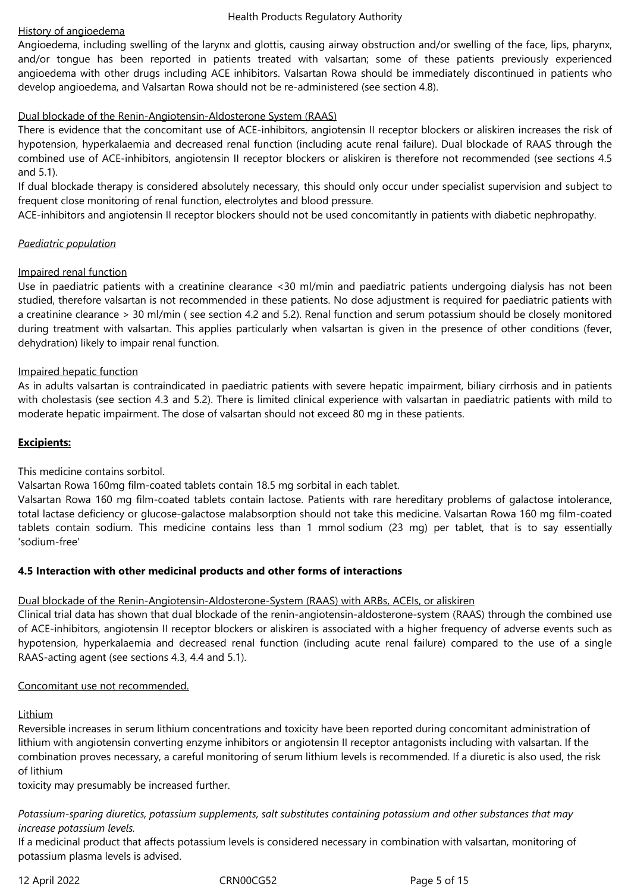History of angioedema

Angioedema, including swelling of the larynx and glottis, causing airway obstruction and/or swelling of the face, lips, pharynx, and/or tongue has been reported in patients treated with valsartan; some of these patients previously experienced angioedema with other drugs including ACE inhibitors. Valsartan Rowa should be immediately discontinued in patients who develop angioedema, and Valsartan Rowa should not be re-administered (see section 4.8).

Dual blockade of the Renin-Angiotensin-Aldosterone System (RAAS)

There is evidence that the concomitant use of ACE-inhibitors, angiotensin II receptor blockers or aliskiren increases the risk of hypotension, hyperkalaemia and decreased renal function (including acute renal failure). Dual blockade of RAAS through the combined use of ACE-inhibitors, angiotensin II receptor blockers or aliskiren is therefore not recommended (see sections 4.5 and 5.1).

If dual blockade therapy is considered absolutely necessary, this should only occur under specialist supervision and subject to frequent close monitoring of renal function, electrolytes and blood pressure.

ACE-inhibitors and angiotensin II receptor blockers should not be used concomitantly in patients with diabetic nephropathy.

*Paediatric population*

Impaired renal function

Use in paediatric patients with a creatinine clearance <30 ml/min and paediatric patients undergoing dialysis has not been studied, therefore valsartan is not recommended in these patients. No dose adjustment is required for paediatric patients with a creatinine clearance > 30 ml/min ( see section 4.2 and 5.2). Renal function and serum potassium should be closely monitored during treatment with valsartan. This applies particularly when valsartan is given in the presence of other conditions (fever, dehydration) likely to impair renal function.

Impaired hepatic function

As in adults valsartan is contraindicated in paediatric patients with severe hepatic impairment, biliary cirrhosis and in patients with cholestasis (see section 4.3 and 5.2). There is limited clinical experience with valsartan in paediatric patients with mild to moderate hepatic impairment. The dose of valsartan should not exceed 80 mg in these patients.

**Excipients:**

This medicine contains sorbitol.

Valsartan Rowa 160mg film-coated tablets contain 18.5 mg sorbital in each tablet.

Valsartan Rowa 160 mg film-coated tablets contain lactose. Patients with rare hereditary problems of galactose intolerance, total lactase deficiency or glucose-galactose malabsorption should not take this medicine. Valsartan Rowa 160 mg film-coated tablets contain sodium. This medicine contains less than 1 mmol sodium (23 mg) per tablet, that is to say essentially 'sodium-free'

**4.5 Interaction with other medicinal products and other forms of interactions**

Dual blockade of the Renin-Angiotensin-Aldosterone-System (RAAS) with ARBs, ACEIs, or aliskiren

Clinical trial data has shown that dual blockade of the renin-angiotensin-aldosterone-system (RAAS) through the combined use of ACE-inhibitors, angiotensin II receptor blockers or aliskiren is associated with a higher frequency of adverse events such as hypotension, hyperkalaemia and decreased renal function (including acute renal failure) compared to the use of a single RAAS-acting agent (see sections 4.3, 4.4 and 5.1).

Concomitant use not recommended.

Lithium

Reversible increases in serum lithium concentrations and toxicity have been reported during concomitant administration of lithium with angiotensin converting enzyme inhibitors or angiotensin II receptor antagonists including with valsartan. If the combination proves necessary, a careful monitoring of serum lithium levels is recommended. If a diuretic is also used, the risk of lithium toxicity may presumably be increased further.

*Potassium-sparing diuretics, potassium supplements, salt substitutes containing potassium and other substances that may increase potassium levels.*

If a medicinal product that affects potassium levels is considered necessary in combination with valsartan, monitoring of potassium plasma levels is advised.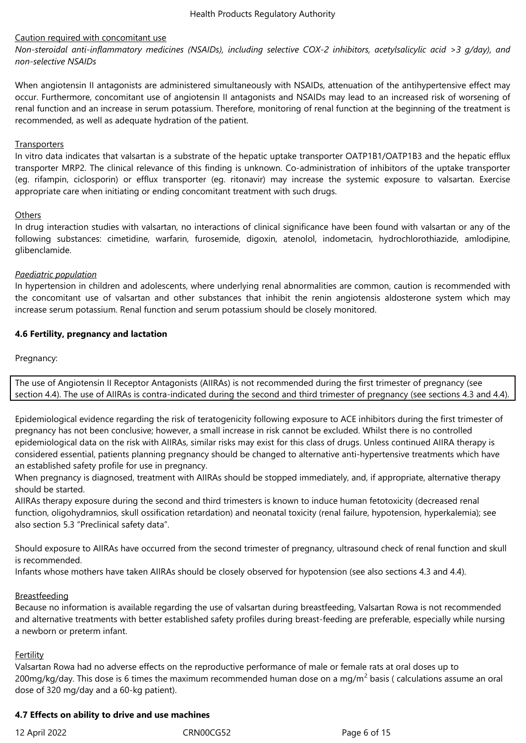Caution required with concomitant use

*Non-steroidal anti-inflammatory medicines (NSAIDs), including selective COX-2 inhibitors, acetylsalicylic acid >3 g/day), and non-selective NSAIDs*

When angiotensin II antagonists are administered simultaneously with NSAIDs, attenuation of the antihypertensive effect may occur. Furthermore, concomitant use of angiotensin II antagonists and NSAIDs may lead to an increased risk of worsening of renal function and an increase in serum potassium. Therefore, monitoring of renal function at the beginning of the treatment is recommended, as well as adequate hydration of the patient.

Transporters

In vitro data indicates that valsartan is a substrate of the hepatic uptake transporter OATP1B1/OATP1B3 and the hepatic efflux transporter MRP2. The clinical relevance of this finding is unknown. Co-administration of inhibitors of the uptake transporter (eg. rifampin, ciclosporin) or efflux transporter (eg. ritonavir) may increase the systemic exposure to valsartan. Exercise appropriate care when initiating or ending concomitant treatment with such drugs.

Others

In drug interaction studies with valsartan, no interactions of clinical significance have been found with valsartan or any of the following substances: cimetidine, warfarin, furosemide, digoxin, atenolol, indometacin, hydrochlorothiazide, amlodipine, glibenclamide.

*Paediatric population*

In hypertension in children and adolescents, where underlying renal abnormalities are common, caution is recommended with the concomitant use of valsartan and other substances that inhibit the renin angiotensis aldosterone system which may increase serum potassium. Renal function and serum potassium should be closely monitored.

**4.6 Fertility, pregnancy and lactation**

Pregnancy:

| The use of Angiotensin II Receptor Antagonists (AIIRAs) is not recommended during the first trimester of pregnancy (see section 4.4). The use of AIIRAs is contra-indicated during the second and third trimester of pregnancy (see sections 4.3 and 4.4). |
|---|

Epidemiological evidence regarding the risk of teratogenicity following exposure to ACE inhibitors during the first trimester of pregnancy has not been conclusive; however, a small increase in risk cannot be excluded. Whilst there is no controlled epidemiological data on the risk with AIIRAs, similar risks may exist for this class of drugs. Unless continued AIIRA therapy is considered essential, patients planning pregnancy should be changed to alternative anti-hypertensive treatments which have an established safety profile for use in pregnancy.

When pregnancy is diagnosed, treatment with AIIRAs should be stopped immediately, and, if appropriate, alternative therapy should be started.

AIIRAs therapy exposure during the second and third trimesters is known to induce human fetotoxicity (decreased renal function, oligohydramnios, skull ossification retardation) and neonatal toxicity (renal failure, hypotension, hyperkalemia); see also section 5.3 “Preclinical safety data”.

Should exposure to AIIRAs have occurred from the second trimester of pregnancy, ultrasound check of renal function and skull is recommended.

Infants whose mothers have taken AIIRAs should be closely observed for hypotension (see also sections 4.3 and 4.4).

Breastfeeding

Because no information is available regarding the use of valsartan during breastfeeding, Valsartan Rowa is not recommended and alternative treatments with better established safety profiles during breast-feeding are preferable, especially while nursing a newborn or preterm infant.

Fertility

Valsartan Rowa had no adverse effects on the reproductive performance of male or female rats at oral doses up to 200mg/kg/day. This dose is 6 times the maximum recommended human dose on a $mg/m^2$ basis ( calculations assume an oral dose of 320 mg/day and a 60-kg patient).

**4.7 Effects on ability to drive and use machines**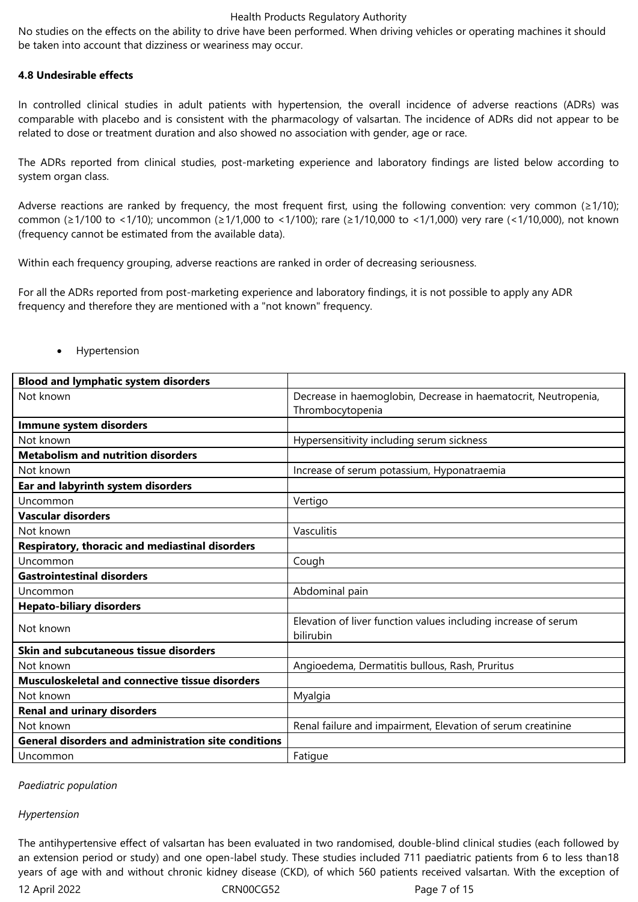No studies on the effects on the ability to drive have been performed. When driving vehicles or operating machines it should be taken into account that dizziness or weariness may occur.

**4.8 Undesirable effects**

In controlled clinical studies in adult patients with hypertension, the overall incidence of adverse reactions (ADRs) was comparable with placebo and is consistent with the pharmacology of valsartan. The incidence of ADRs did not appear to be related to dose or treatment duration and also showed no association with gender, age or race.

The ADRs reported from clinical studies, post-marketing experience and laboratory findings are listed below according to system organ class.

Adverse reactions are ranked by frequency, the most frequent first, using the following convention: very common (≥1/10); common (≥1/100 to <1/10); uncommon (≥1/1,000 to <1/100); rare (≥1/10,000 to <1/1,000) very rare (<1/10,000), not known (frequency cannot be estimated from the available data).

Within each frequency grouping, adverse reactions are ranked in order of decreasing seriousness.

For all the ADRs reported from post-marketing experience and laboratory findings, it is not possible to apply any ADR frequency and therefore they are mentioned with a "not known" frequency.

- Hypertension

| **Blood and lymphatic system disorders** | |
|---|---|
| Not known | Decrease in haemoglobin, Decrease in haematocrit, Neutropenia, Thrombocytopenia |
| **Immune system disorders** | |
| Not known | Hypersensitivity including serum sickness |
| **Metabolism and nutrition disorders** | |
| Not known | Increase of serum potassium, Hyponatraemia |
| **Ear and labyrinth system disorders** | |
| Uncommon | Vertigo |
| **Vascular disorders** | |
| Not known | Vasculitis |
| **Respiratory, thoracic and mediastinal disorders** | |
| Uncommon | Cough |
| **Gastrointestinal disorders** | |
| Uncommon | Abdominal pain |
| **Hepato-biliary disorders** | |
| Not known | Elevation of liver function values including increase of serum bilirubin |
| **Skin and subcutaneous tissue disorders** | |
| Not known | Angioedema, Dermatitis bullous, Rash, Pruritus |
| **Musculoskeletal and connective tissue disorders** | |
| Not known | Myalgia |
| **Renal and urinary disorders** | |
| Not known | Renal failure and impairment, Elevation of serum creatinine |
| **General disorders and administration site conditions** | |
| Uncommon | Fatigue |

*Paediatric population*

*Hypertension*

The antihypertensive effect of valsartan has been evaluated in two randomised, double-blind clinical studies (each followed by an extension period or study) and one open-label study. These studies included 711 paediatric patients from 6 to less than18 years of age with and without chronic kidney disease (CKD), of which 560 patients received valsartan. With the exception of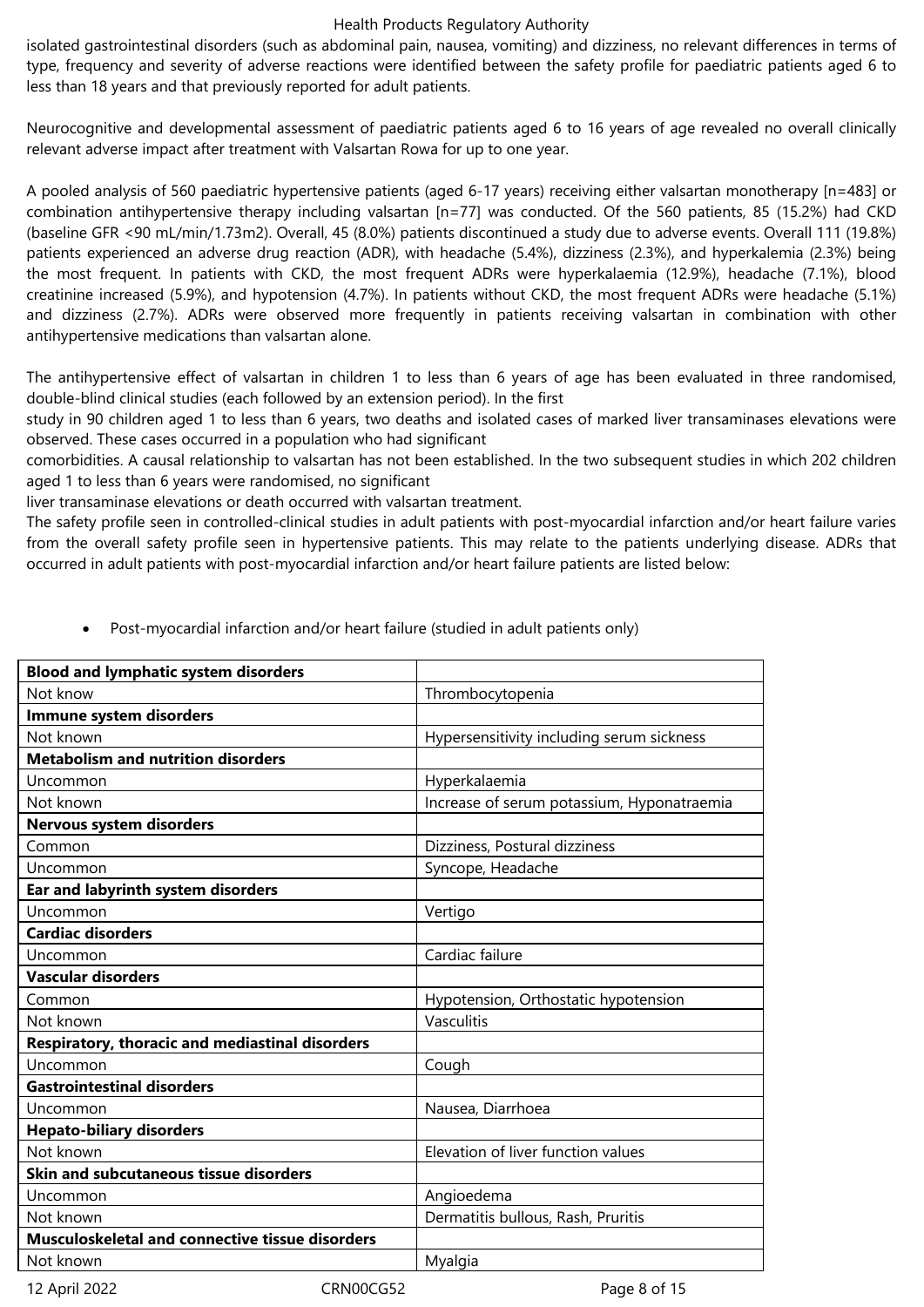isolated gastrointestinal disorders (such as abdominal pain, nausea, vomiting) and dizziness, no relevant differences in terms of type, frequency and severity of adverse reactions were identified between the safety profile for paediatric patients aged 6 to less than 18 years and that previously reported for adult patients.

Neurocognitive and developmental assessment of paediatric patients aged 6 to 16 years of age revealed no overall clinically relevant adverse impact after treatment with Valsartan Rowa for up to one year.

A pooled analysis of 560 paediatric hypertensive patients (aged 6-17 years) receiving either valsartan monotherapy [n=483] or combination antihypertensive therapy including valsartan [n=77] was conducted. Of the 560 patients, 85 (15.2%) had CKD (baseline GFR <90 mL/min/1.73m2). Overall, 45 (8.0%) patients discontinued a study due to adverse events. Overall 111 (19.8%) patients experienced an adverse drug reaction (ADR), with headache (5.4%), dizziness (2.3%), and hyperkalemia (2.3%) being the most frequent. In patients with CKD, the most frequent ADRs were hyperkalaemia (12.9%), headache (7.1%), blood creatinine increased (5.9%), and hypotension (4.7%). In patients without CKD, the most frequent ADRs were headache (5.1%) and dizziness (2.7%). ADRs were observed more frequently in patients receiving valsartan in combination with other antihypertensive medications than valsartan alone.

The antihypertensive effect of valsartan in children 1 to less than 6 years of age has been evaluated in three randomised, double-blind clinical studies (each followed by an extension period). In the first study in 90 children aged 1 to less than 6 years, two deaths and isolated cases of marked liver transaminases elevations were observed. These cases occurred in a population who had significant comorbidities. A causal relationship to valsartan has not been established. In the two subsequent studies in which 202 children aged 1 to less than 6 years were randomised, no significant liver transaminase elevations or death occurred with valsartan treatment.

The safety profile seen in controlled-clinical studies in adult patients with post-myocardial infarction and/or heart failure varies from the overall safety profile seen in hypertensive patients. This may relate to the patients underlying disease. ADRs that occurred in adult patients with post-myocardial infarction and/or heart failure patients are listed below:

- Post-myocardial infarction and/or heart failure (studied in adult patients only)

| **Blood and lymphatic system disorders** | |
|---|---|
| Not know | Thrombocytopenia |
| **Immune system disorders** | |
| Not known | Hypersensitivity including serum sickness |
| **Metabolism and nutrition disorders** | |
| Uncommon | Hyperkalaemia |
| Not known | Increase of serum potassium, Hyponatraemia |
| **Nervous system disorders** | |
| Common | Dizziness, Postural dizziness |
| Uncommon | Syncope, Headache |
| **Ear and labyrinth system disorders** | |
| Uncommon | Vertigo |
| **Cardiac disorders** | |
| Uncommon | Cardiac failure |
| **Vascular disorders** | |
| Common | Hypotension, Orthostatic hypotension |
| Not known | Vasculitis |
| **Respiratory, thoracic and mediastinal disorders** | |
| Uncommon | Cough |
| **Gastrointestinal disorders** | |
| Uncommon | Nausea, Diarrhoea |
| **Hepato-biliary disorders** | |
| Not known | Elevation of liver function values |
| **Skin and subcutaneous tissue disorders** | |
| Uncommon | Angioedema |
| Not known | Dermatitis bullous, Rash, Pruritis |
| **Musculoskeletal and connective tissue disorders** | |
| Not known | Myalgia |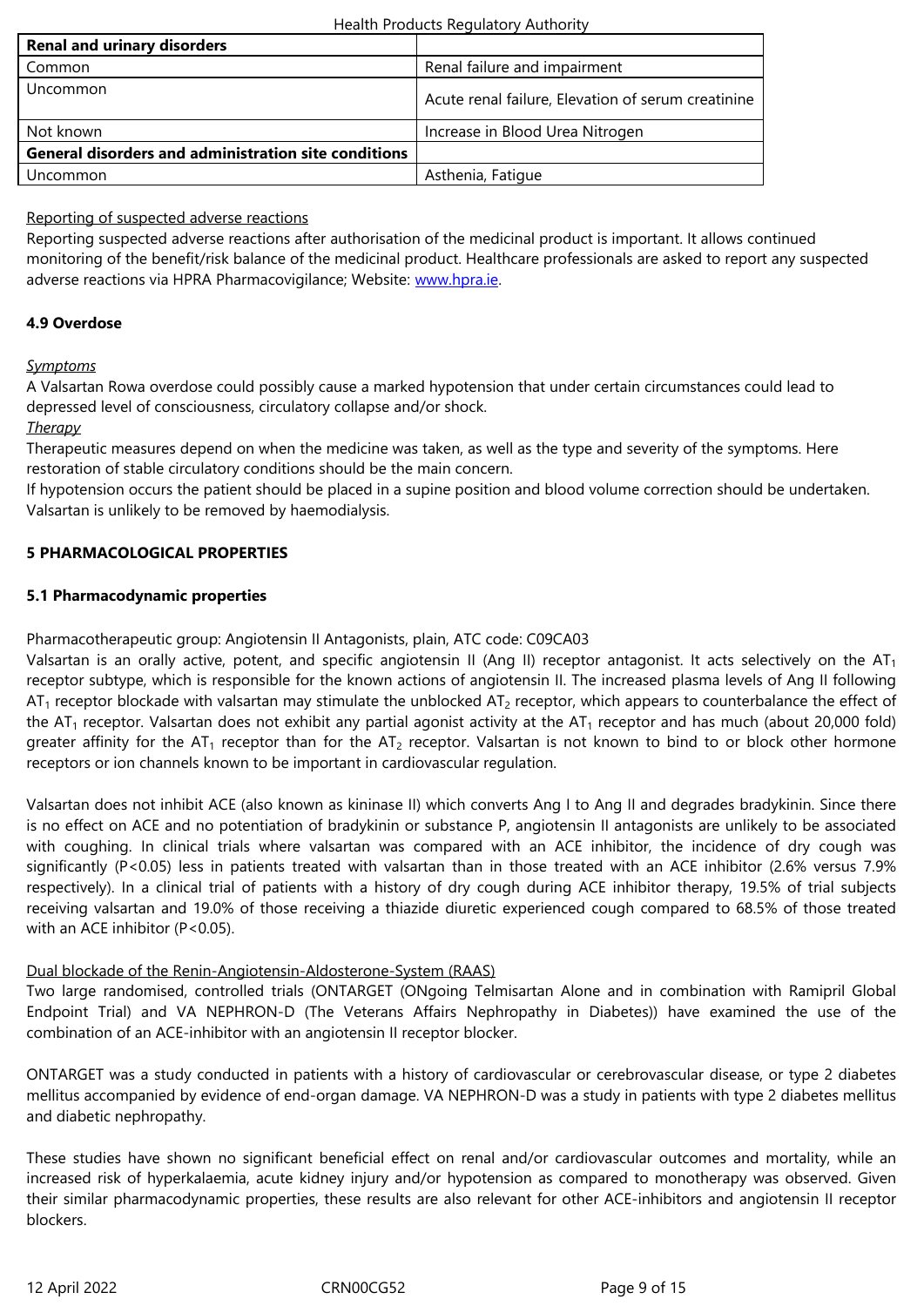| Renal and urinary disorders | |
|---|---|
| Common | Renal failure and impairment |
| Uncommon | Acute renal failure, Elevation of serum creatinine |
| Not known | Increase in Blood Urea Nitrogen |
| **General disorders and administration site conditions** | |
| Uncommon | Asthenia, Fatigue |

Reporting of suspected adverse reactions

Reporting suspected adverse reactions after authorisation of the medicinal product is important. It allows continued monitoring of the benefit/risk balance of the medicinal product. Healthcare professionals are asked to report any suspected adverse reactions via HPRA Pharmacovigilance; Website: www.hpra.ie.

### 4.9 Overdose

*Symptoms*

A Valsartan Rowa overdose could possibly cause a marked hypotension that under certain circumstances could lead to depressed level of consciousness, circulatory collapse and/or shock.

*Therapy*

Therapeutic measures depend on when the medicine was taken, as well as the type and severity of the symptoms. Here restoration of stable circulatory conditions should be the main concern.

If hypotension occurs the patient should be placed in a supine position and blood volume correction should be undertaken.

Valsartan is unlikely to be removed by haemodialysis.

## 5 PHARMACOLOGICAL PROPERTIES

### 5.1 Pharmacodynamic properties

Pharmacotherapeutic group: Angiotensin II Antagonists, plain, ATC code: C09CA03

Valsartan is an orally active, potent, and specific angiotensin II (Ang II) receptor antagonist. It acts selectively on the $AT_1$ receptor subtype, which is responsible for the known actions of angiotensin II. The increased plasma levels of Ang II following $AT_1$ receptor blockade with valsartan may stimulate the unblocked $AT_2$ receptor, which appears to counterbalance the effect of the $AT_1$ receptor. Valsartan does not exhibit any partial agonist activity at the $AT_1$ receptor and has much (about 20,000 fold) greater affinity for the $AT_1$ receptor than for the $AT_2$ receptor. Valsartan is not known to bind to or block other hormone receptors or ion channels known to be important in cardiovascular regulation.

Valsartan does not inhibit ACE (also known as kininase II) which converts Ang I to Ang II and degrades bradykinin. Since there is no effect on ACE and no potentiation of bradykinin or substance P, angiotensin II antagonists are unlikely to be associated with coughing. In clinical trials where valsartan was compared with an ACE inhibitor, the incidence of dry cough was significantly ($P<0.05$) less in patients treated with valsartan than in those treated with an ACE inhibitor (2.6% versus 7.9% respectively). In a clinical trial of patients with a history of dry cough during ACE inhibitor therapy, 19.5% of trial subjects receiving valsartan and 19.0% of those receiving a thiazide diuretic experienced cough compared to 68.5% of those treated with an ACE inhibitor ($P<0.05$).

Dual blockade of the Renin-Angiotensin-Aldosterone-System (RAAS)

Two large randomised, controlled trials (ONTARGET (ONgoing Telmisartan Alone and in combination with Ramipril Global Endpoint Trial) and VA NEPHRON-D (The Veterans Affairs Nephropathy in Diabetes)) have examined the use of the combination of an ACE-inhibitor with an angiotensin II receptor blocker.

ONTARGET was a study conducted in patients with a history of cardiovascular or cerebrovascular disease, or type 2 diabetes mellitus accompanied by evidence of end-organ damage. VA NEPHRON-D was a study in patients with type 2 diabetes mellitus and diabetic nephropathy.

These studies have shown no significant beneficial effect on renal and/or cardiovascular outcomes and mortality, while an increased risk of hyperkalaemia, acute kidney injury and/or hypotension as compared to monotherapy was observed. Given their similar pharmacodynamic properties, these results are also relevant for other ACE-inhibitors and angiotensin II receptor blockers.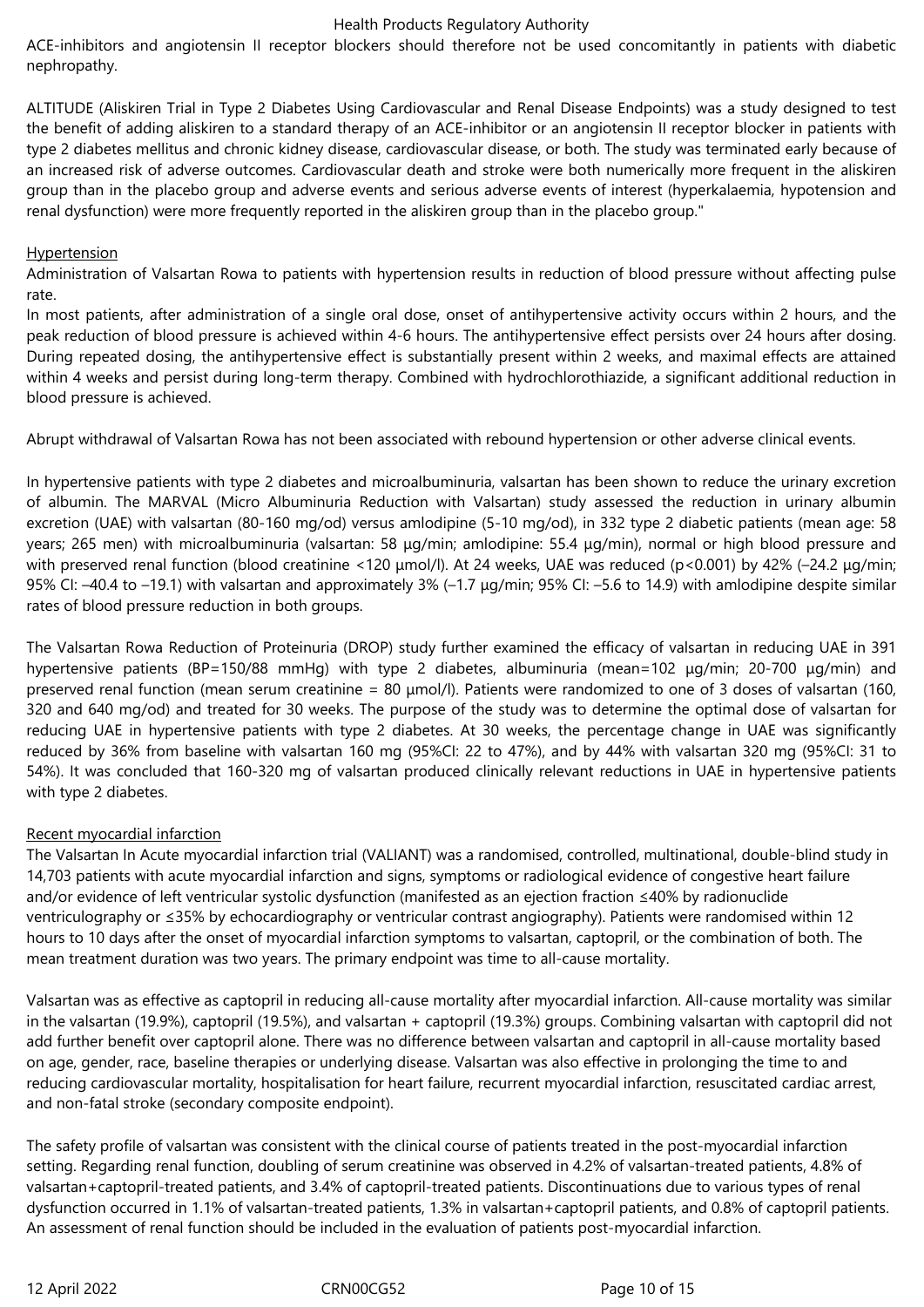ACE-inhibitors and angiotensin II receptor blockers should therefore not be used concomitantly in patients with diabetic nephropathy.

ALTITUDE (Aliskiren Trial in Type 2 Diabetes Using Cardiovascular and Renal Disease Endpoints) was a study designed to test the benefit of adding aliskiren to a standard therapy of an ACE-inhibitor or an angiotensin II receptor blocker in patients with type 2 diabetes mellitus and chronic kidney disease, cardiovascular disease, or both. The study was terminated early because of an increased risk of adverse outcomes. Cardiovascular death and stroke were both numerically more frequent in the aliskiren group than in the placebo group and adverse events and serious adverse events of interest (hyperkalaemia, hypotension and renal dysfunction) were more frequently reported in the aliskiren group than in the placebo group."

Hypertension

Administration of Valsartan Rowa to patients with hypertension results in reduction of blood pressure without affecting pulse rate.

In most patients, after administration of a single oral dose, onset of antihypertensive activity occurs within 2 hours, and the peak reduction of blood pressure is achieved within 4-6 hours. The antihypertensive effect persists over 24 hours after dosing. During repeated dosing, the antihypertensive effect is substantially present within 2 weeks, and maximal effects are attained within 4 weeks and persist during long-term therapy. Combined with hydrochlorothiazide, a significant additional reduction in blood pressure is achieved.

Abrupt withdrawal of Valsartan Rowa has not been associated with rebound hypertension or other adverse clinical events.

In hypertensive patients with type 2 diabetes and microalbuminuria, valsartan has been shown to reduce the urinary excretion of albumin. The MARVAL (Micro Albuminuria Reduction with Valsartan) study assessed the reduction in urinary albumin excretion (UAE) with valsartan (80-160 mg/od) versus amlodipine (5-10 mg/od), in 332 type 2 diabetic patients (mean age: 58 years; 265 men) with microalbuminuria (valsartan: 58 µg/min; amlodipine: 55.4 µg/min), normal or high blood pressure and with preserved renal function (blood creatinine <120 µmol/l). At 24 weeks, UAE was reduced ($p<0.001$) by 42% (–24.2 µg/min; 95% CI: –40.4 to –19.1) with valsartan and approximately 3% (–1.7 µg/min; 95% CI: –5.6 to 14.9) with amlodipine despite similar rates of blood pressure reduction in both groups.

The Valsartan Rowa Reduction of Proteinuria (DROP) study further examined the efficacy of valsartan in reducing UAE in 391 hypertensive patients (BP=150/88 mmHg) with type 2 diabetes, albuminuria (mean=102 µg/min; 20-700 µg/min) and preserved renal function (mean serum creatinine = 80 µmol/l). Patients were randomized to one of 3 doses of valsartan (160, 320 and 640 mg/od) and treated for 30 weeks. The purpose of the study was to determine the optimal dose of valsartan for reducing UAE in hypertensive patients with type 2 diabetes. At 30 weeks, the percentage change in UAE was significantly reduced by 36% from baseline with valsartan 160 mg (95%CI: 22 to 47%), and by 44% with valsartan 320 mg (95%CI: 31 to 54%). It was concluded that 160-320 mg of valsartan produced clinically relevant reductions in UAE in hypertensive patients with type 2 diabetes.

Recent myocardial infarction

The Valsartan In Acute myocardial infarction trial (VALIANT) was a randomised, controlled, multinational, double-blind study in 14,703 patients with acute myocardial infarction and signs, symptoms or radiological evidence of congestive heart failure and/or evidence of left ventricular systolic dysfunction (manifested as an ejection fraction ≤40% by radionuclide ventriculography or ≤35% by echocardiography or ventricular contrast angiography). Patients were randomised within 12 hours to 10 days after the onset of myocardial infarction symptoms to valsartan, captopril, or the combination of both. The mean treatment duration was two years. The primary endpoint was time to all-cause mortality.

Valsartan was as effective as captopril in reducing all-cause mortality after myocardial infarction. All-cause mortality was similar in the valsartan (19.9%), captopril (19.5%), and valsartan + captopril (19.3%) groups. Combining valsartan with captopril did not add further benefit over captopril alone. There was no difference between valsartan and captopril in all-cause mortality based on age, gender, race, baseline therapies or underlying disease. Valsartan was also effective in prolonging the time to and reducing cardiovascular mortality, hospitalisation for heart failure, recurrent myocardial infarction, resuscitated cardiac arrest, and non-fatal stroke (secondary composite endpoint).

The safety profile of valsartan was consistent with the clinical course of patients treated in the post-myocardial infarction setting. Regarding renal function, doubling of serum creatinine was observed in 4.2% of valsartan-treated patients, 4.8% of valsartan+captopril-treated patients, and 3.4% of captopril-treated patients. Discontinuations due to various types of renal dysfunction occurred in 1.1% of valsartan-treated patients, 1.3% in valsartan+captopril patients, and 0.8% of captopril patients. An assessment of renal function should be included in the evaluation of patients post-myocardial infarction.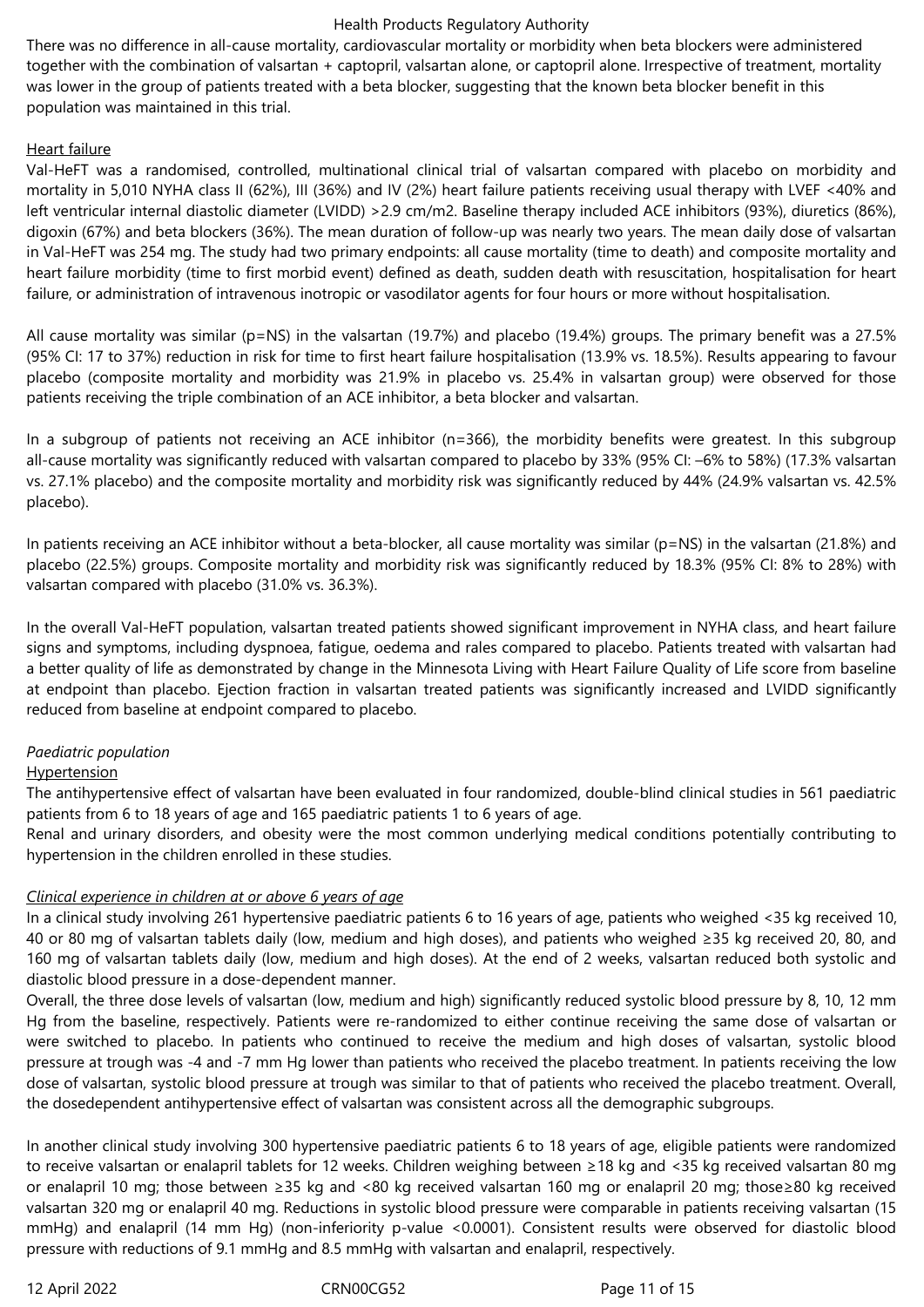There was no difference in all-cause mortality, cardiovascular mortality or morbidity when beta blockers were administered together with the combination of valsartan + captopril, valsartan alone, or captopril alone. Irrespective of treatment, mortality was lower in the group of patients treated with a beta blocker, suggesting that the known beta blocker benefit in this population was maintained in this trial.

Heart failure

Val-HeFT was a randomised, controlled, multinational clinical trial of valsartan compared with placebo on morbidity and mortality in 5,010 NYHA class II (62%), III (36%) and IV (2%) heart failure patients receiving usual therapy with LVEF <40% and left ventricular internal diastolic diameter (LVIDD) >2.9 cm/m2. Baseline therapy included ACE inhibitors (93%), diuretics (86%), digoxin (67%) and beta blockers (36%). The mean duration of follow-up was nearly two years. The mean daily dose of valsartan in Val-HeFT was 254 mg. The study had two primary endpoints: all cause mortality (time to death) and composite mortality and heart failure morbidity (time to first morbid event) defined as death, sudden death with resuscitation, hospitalisation for heart failure, or administration of intravenous inotropic or vasodilator agents for four hours or more without hospitalisation.

All cause mortality was similar (p=NS) in the valsartan (19.7%) and placebo (19.4%) groups. The primary benefit was a 27.5% (95% CI: 17 to 37%) reduction in risk for time to first heart failure hospitalisation (13.9% vs. 18.5%). Results appearing to favour placebo (composite mortality and morbidity was 21.9% in placebo vs. 25.4% in valsartan group) were observed for those patients receiving the triple combination of an ACE inhibitor, a beta blocker and valsartan.

In a subgroup of patients not receiving an ACE inhibitor (n=366), the morbidity benefits were greatest. In this subgroup all-cause mortality was significantly reduced with valsartan compared to placebo by 33% (95% CI: –6% to 58%) (17.3% valsartan vs. 27.1% placebo) and the composite mortality and morbidity risk was significantly reduced by 44% (24.9% valsartan vs. 42.5% placebo).

In patients receiving an ACE inhibitor without a beta-blocker, all cause mortality was similar (p=NS) in the valsartan (21.8%) and placebo (22.5%) groups. Composite mortality and morbidity risk was significantly reduced by 18.3% (95% CI: 8% to 28%) with valsartan compared with placebo (31.0% vs. 36.3%).

In the overall Val-HeFT population, valsartan treated patients showed significant improvement in NYHA class, and heart failure signs and symptoms, including dyspnoea, fatigue, oedema and rales compared to placebo. Patients treated with valsartan had a better quality of life as demonstrated by change in the Minnesota Living with Heart Failure Quality of Life score from baseline at endpoint than placebo. Ejection fraction in valsartan treated patients was significantly increased and LVIDD significantly reduced from baseline at endpoint compared to placebo.

*Paediatric population*

Hypertension

The antihypertensive effect of valsartan have been evaluated in four randomized, double-blind clinical studies in 561 paediatric patients from 6 to 18 years of age and 165 paediatric patients 1 to 6 years of age.
Renal and urinary disorders, and obesity were the most common underlying medical conditions potentially contributing to hypertension in the children enrolled in these studies.

*Clinical experience in children at or above 6 years of age*

In a clinical study involving 261 hypertensive paediatric patients 6 to 16 years of age, patients who weighed <35 kg received 10, 40 or 80 mg of valsartan tablets daily (low, medium and high doses), and patients who weighed ≥35 kg received 20, 80, and 160 mg of valsartan tablets daily (low, medium and high doses). At the end of 2 weeks, valsartan reduced both systolic and diastolic blood pressure in a dose-dependent manner.
Overall, the three dose levels of valsartan (low, medium and high) significantly reduced systolic blood pressure by 8, 10, 12 mm Hg from the baseline, respectively. Patients were re-randomized to either continue receiving the same dose of valsartan or were switched to placebo. In patients who continued to receive the medium and high doses of valsartan, systolic blood pressure at trough was -4 and -7 mm Hg lower than patients who received the placebo treatment. In patients receiving the low dose of valsartan, systolic blood pressure at trough was similar to that of patients who received the placebo treatment. Overall, the dosedependent antihypertensive effect of valsartan was consistent across all the demographic subgroups.

In another clinical study involving 300 hypertensive paediatric patients 6 to 18 years of age, eligible patients were randomized to receive valsartan or enalapril tablets for 12 weeks. Children weighing between ≥18 kg and <35 kg received valsartan 80 mg or enalapril 10 mg; those between ≥35 kg and <80 kg received valsartan 160 mg or enalapril 20 mg; those≥80 kg received valsartan 320 mg or enalapril 40 mg. Reductions in systolic blood pressure were comparable in patients receiving valsartan (15 mmHg) and enalapril (14 mm Hg) (non-inferiority p-value <0.0001). Consistent results were observed for diastolic blood pressure with reductions of 9.1 mmHg and 8.5 mmHg with valsartan and enalapril, respectively.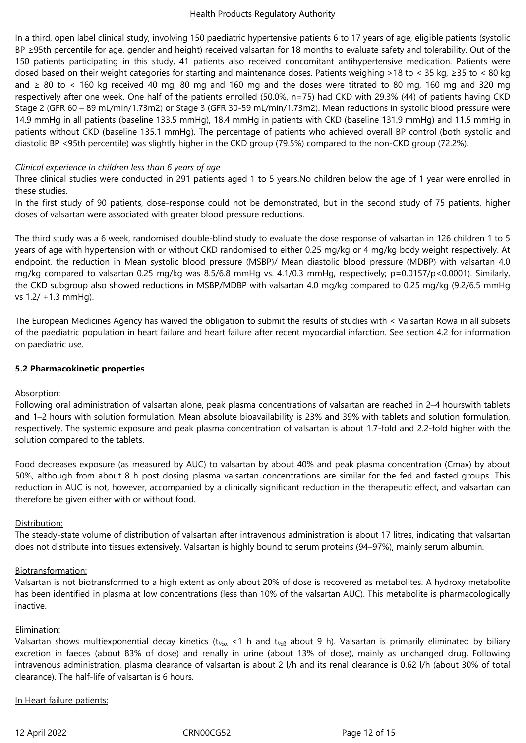In a third, open label clinical study, involving 150 paediatric hypertensive patients 6 to 17 years of age, eligible patients (systolic BP ≥95th percentile for age, gender and height) received valsartan for 18 months to evaluate safety and tolerability. Out of the 150 patients participating in this study, 41 patients also received concomitant antihypertensive medication. Patients were dosed based on their weight categories for starting and maintenance doses. Patients weighing >18 to < 35 kg, ≥35 to < 80 kg and ≥ 80 to < 160 kg received 40 mg, 80 mg and 160 mg and the doses were titrated to 80 mg, 160 mg and 320 mg respectively after one week. One half of the patients enrolled (50.0%, n=75) had CKD with 29.3% (44) of patients having CKD Stage 2 (GFR 60 – 89 mL/min/1.73m2) or Stage 3 (GFR 30-59 mL/min/1.73m2). Mean reductions in systolic blood pressure were 14.9 mmHg in all patients (baseline 133.5 mmHg), 18.4 mmHg in patients with CKD (baseline 131.9 mmHg) and 11.5 mmHg in patients without CKD (baseline 135.1 mmHg). The percentage of patients who achieved overall BP control (both systolic and diastolic BP <95th percentile) was slightly higher in the CKD group (79.5%) compared to the non-CKD group (72.2%).

*Clinical experience in children less than 6 years of age*

Three clinical studies were conducted in 291 patients aged 1 to 5 years.No children below the age of 1 year were enrolled in these studies.

In the first study of 90 patients, dose-response could not be demonstrated, but in the second study of 75 patients, higher doses of valsartan were associated with greater blood pressure reductions.

The third study was a 6 week, randomised double-blind study to evaluate the dose response of valsartan in 126 children 1 to 5 years of age with hypertension with or without CKD randomised to either 0.25 mg/kg or 4 mg/kg body weight respectively. At endpoint, the reduction in Mean systolic blood pressure (MSBP)/ Mean diastolic blood pressure (MDBP) with valsartan 4.0 mg/kg compared to valsartan 0.25 mg/kg was 8.5/6.8 mmHg vs. 4.1/0.3 mmHg, respectively; p=0.0157/p<0.0001). Similarly, the CKD subgroup also showed reductions in MSBP/MDBP with valsartan 4.0 mg/kg compared to 0.25 mg/kg (9.2/6.5 mmHg vs 1.2/ +1.3 mmHg).

The European Medicines Agency has waived the obligation to submit the results of studies with < Valsartan Rowa in all subsets of the paediatric population in heart failure and heart failure after recent myocardial infarction. See section 4.2 for information on paediatric use.

**5.2 Pharmacokinetic properties**

Absorption:

Following oral administration of valsartan alone, peak plasma concentrations of valsartan are reached in 2–4 hourswith tablets and 1–2 hours with solution formulation. Mean absolute bioavailability is 23% and 39% with tablets and solution formulation, respectively. The systemic exposure and peak plasma concentration of valsartan is about 1.7-fold and 2.2-fold higher with the solution compared to the tablets.

Food decreases exposure (as measured by AUC) to valsartan by about 40% and peak plasma concentration (Cmax) by about 50%, although from about 8 h post dosing plasma valsartan concentrations are similar for the fed and fasted groups. This reduction in AUC is not, however, accompanied by a clinically significant reduction in the therapeutic effect, and valsartan can therefore be given either with or without food.

Distribution:

The steady-state volume of distribution of valsartan after intravenous administration is about 17 litres, indicating that valsartan does not distribute into tissues extensively. Valsartan is highly bound to serum proteins (94–97%), mainly serum albumin.

Biotransformation:

Valsartan is not biotransformed to a high extent as only about 20% of dose is recovered as metabolites. A hydroxy metabolite has been identified in plasma at low concentrations (less than 10% of the valsartan AUC). This metabolite is pharmacologically inactive.

Elimination:

Valsartan shows multiexponential decay kinetics ($t_{½α}$ <1 h and $t_{½β}$ about 9 h). Valsartan is primarily eliminated by biliary excretion in faeces (about 83% of dose) and renally in urine (about 13% of dose), mainly as unchanged drug. Following intravenous administration, plasma clearance of valsartan is about 2 l/h and its renal clearance is 0.62 l/h (about 30% of total clearance). The half-life of valsartan is 6 hours.

In Heart failure patients: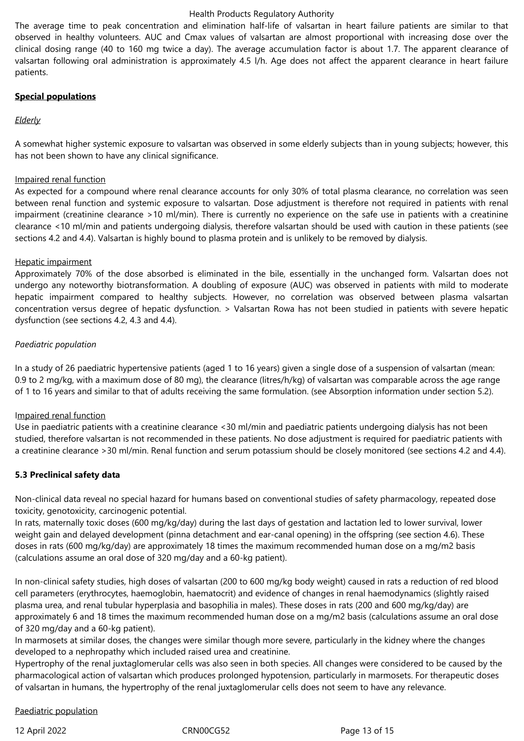The average time to peak concentration and elimination half-life of valsartan in heart failure patients are similar to that observed in healthy volunteers. AUC and Cmax values of valsartan are almost proportional with increasing dose over the clinical dosing range (40 to 160 mg twice a day). The average accumulation factor is about 1.7. The apparent clearance of valsartan following oral administration is approximately 4.5 l/h. Age does not affect the apparent clearance in heart failure patients.

**Special populations**

*Elderly*

A somewhat higher systemic exposure to valsartan was observed in some elderly subjects than in young subjects; however, this has not been shown to have any clinical significance.

Impaired renal function

As expected for a compound where renal clearance accounts for only 30% of total plasma clearance, no correlation was seen between renal function and systemic exposure to valsartan. Dose adjustment is therefore not required in patients with renal impairment (creatinine clearance >10 ml/min). There is currently no experience on the safe use in patients with a creatinine clearance <10 ml/min and patients undergoing dialysis, therefore valsartan should be used with caution in these patients (see sections 4.2 and 4.4). Valsartan is highly bound to plasma protein and is unlikely to be removed by dialysis.

Hepatic impairment

Approximately 70% of the dose absorbed is eliminated in the bile, essentially in the unchanged form. Valsartan does not undergo any noteworthy biotransformation. A doubling of exposure (AUC) was observed in patients with mild to moderate hepatic impairment compared to healthy subjects. However, no correlation was observed between plasma valsartan concentration versus degree of hepatic dysfunction. > Valsartan Rowa has not been studied in patients with severe hepatic dysfunction (see sections 4.2, 4.3 and 4.4).

*Paediatric population*

In a study of 26 paediatric hypertensive patients (aged 1 to 16 years) given a single dose of a suspension of valsartan (mean: 0.9 to 2 mg/kg, with a maximum dose of 80 mg), the clearance (litres/h/kg) of valsartan was comparable across the age range of 1 to 16 years and similar to that of adults receiving the same formulation. (see Absorption information under section 5.2).

Impaired renal function

Use in paediatric patients with a creatinine clearance <30 ml/min and paediatric patients undergoing dialysis has not been studied, therefore valsartan is not recommended in these patients. No dose adjustment is required for paediatric patients with a creatinine clearance >30 ml/min. Renal function and serum potassium should be closely monitored (see sections 4.2 and 4.4).

**5.3 Preclinical safety data**

Non-clinical data reveal no special hazard for humans based on conventional studies of safety pharmacology, repeated dose toxicity, genotoxicity, carcinogenic potential.
In rats, maternally toxic doses (600 mg/kg/day) during the last days of gestation and lactation led to lower survival, lower weight gain and delayed development (pinna detachment and ear-canal opening) in the offspring (see section 4.6). These doses in rats (600 mg/kg/day) are approximately 18 times the maximum recommended human dose on a mg/m2 basis (calculations assume an oral dose of 320 mg/day and a 60-kg patient).

In non-clinical safety studies, high doses of valsartan (200 to 600 mg/kg body weight) caused in rats a reduction of red blood cell parameters (erythrocytes, haemoglobin, haematocrit) and evidence of changes in renal haemodynamics (slightly raised plasma urea, and renal tubular hyperplasia and basophilia in males). These doses in rats (200 and 600 mg/kg/day) are approximately 6 and 18 times the maximum recommended human dose on a mg/m2 basis (calculations assume an oral dose of 320 mg/day and a 60-kg patient).
In marmosets at similar doses, the changes were similar though more severe, particularly in the kidney where the changes developed to a nephropathy which included raised urea and creatinine.
Hypertrophy of the renal juxtaglomerular cells was also seen in both species. All changes were considered to be caused by the pharmacological action of valsartan which produces prolonged hypotension, particularly in marmosets. For therapeutic doses of valsartan in humans, the hypertrophy of the renal juxtaglomerular cells does not seem to have any relevance.

Paediatric population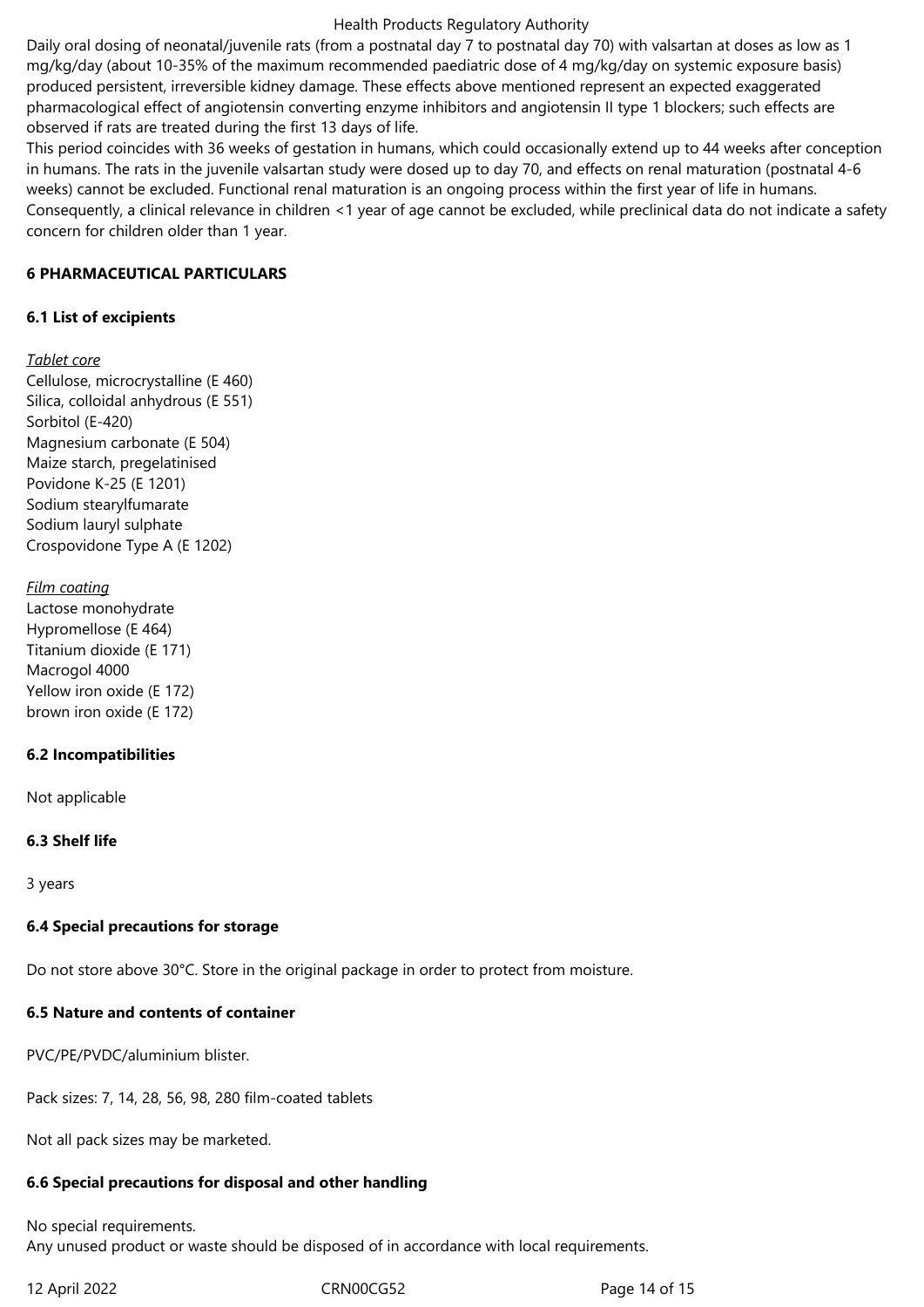Daily oral dosing of neonatal/juvenile rats (from a postnatal day 7 to postnatal day 70) with valsartan at doses as low as 1 mg/kg/day (about 10-35% of the maximum recommended paediatric dose of 4 mg/kg/day on systemic exposure basis) produced persistent, irreversible kidney damage. These effects above mentioned represent an expected exaggerated pharmacological effect of angiotensin converting enzyme inhibitors and angiotensin II type 1 blockers; such effects are observed if rats are treated during the first 13 days of life.
This period coincides with 36 weeks of gestation in humans, which could occasionally extend up to 44 weeks after conception in humans. The rats in the juvenile valsartan study were dosed up to day 70, and effects on renal maturation (postnatal 4-6 weeks) cannot be excluded. Functional renal maturation is an ongoing process within the first year of life in humans. Consequently, a clinical relevance in children <1 year of age cannot be excluded, while preclinical data do not indicate a safety concern for children older than 1 year.

## 6 PHARMACEUTICAL PARTICULARS

### 6.1 List of excipients

*Tablet core*
Cellulose, microcrystalline (E 460)
Silica, colloidal anhydrous (E 551)
Sorbitol (E-420)
Magnesium carbonate (E 504)
Maize starch, pregelatinised
Povidone K-25 (E 1201)
Sodium stearylfumarate
Sodium lauryl sulphate
Crospovidone Type A (E 1202)

*Film coating*
Lactose monohydrate
Hypromellose (E 464)
Titanium dioxide (E 171)
Macrogol 4000
Yellow iron oxide (E 172)
brown iron oxide (E 172)

### 6.2 Incompatibilities

Not applicable

### 6.3 Shelf life

3 years

### 6.4 Special precautions for storage

Do not store above 30°C. Store in the original package in order to protect from moisture.

### 6.5 Nature and contents of container

PVC/PE/PVDC/aluminium blister.

Pack sizes: 7, 14, 28, 56, 98, 280 film-coated tablets

Not all pack sizes may be marketed.

### 6.6 Special precautions for disposal and other handling

No special requirements.
Any unused product or waste should be disposed of in accordance with local requirements.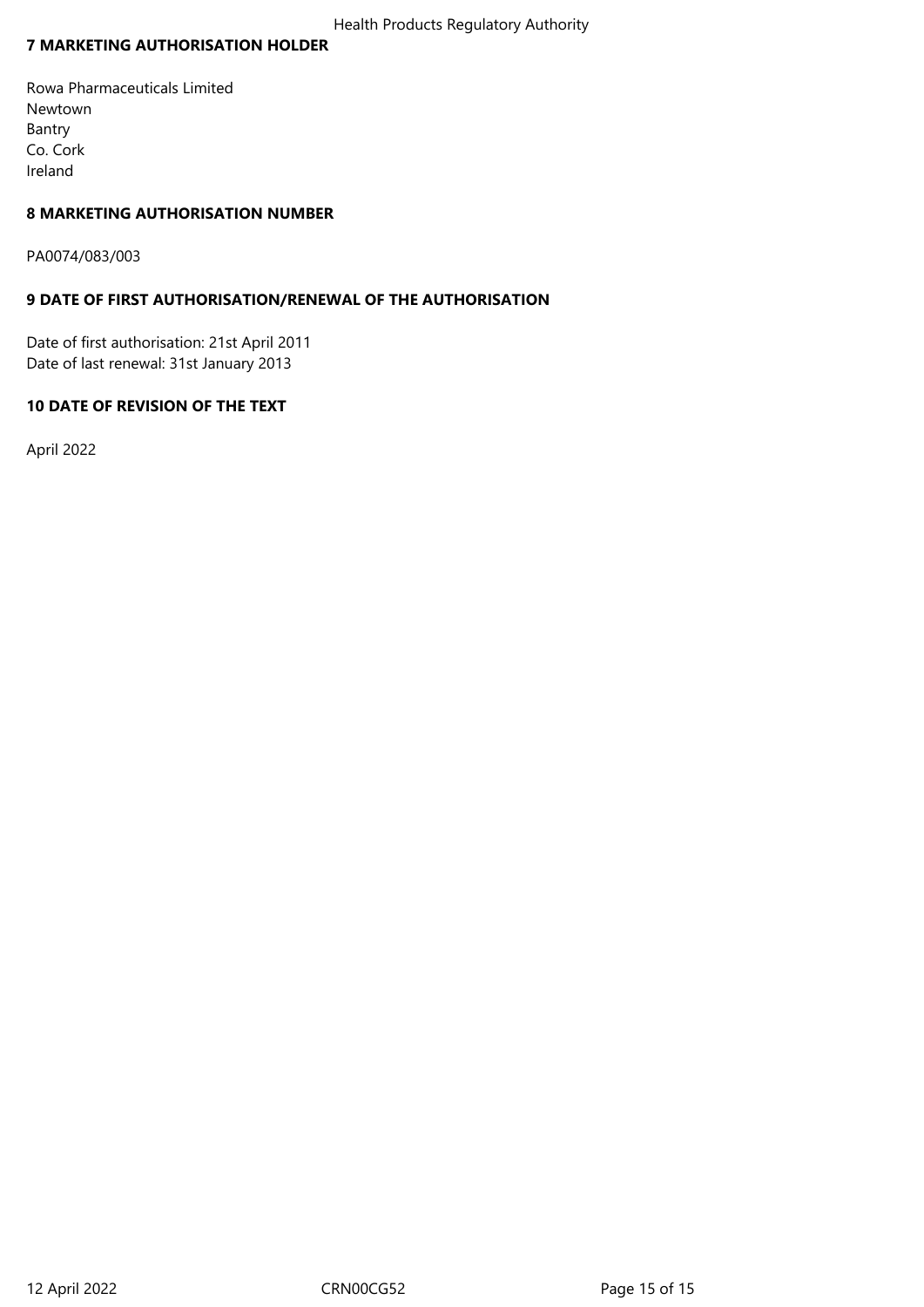## 7 MARKETING AUTHORISATION HOLDER

Rowa Pharmaceuticals Limited
Newtown
Bantry
Co. Cork
Ireland

## 8 MARKETING AUTHORISATION NUMBER

PA0074/083/003

## 9 DATE OF FIRST AUTHORISATION/RENEWAL OF THE AUTHORISATION

Date of first authorisation: 21st April 2011
Date of last renewal: 31st January 2013

## 10 DATE OF REVISION OF THE TEXT

April 2022